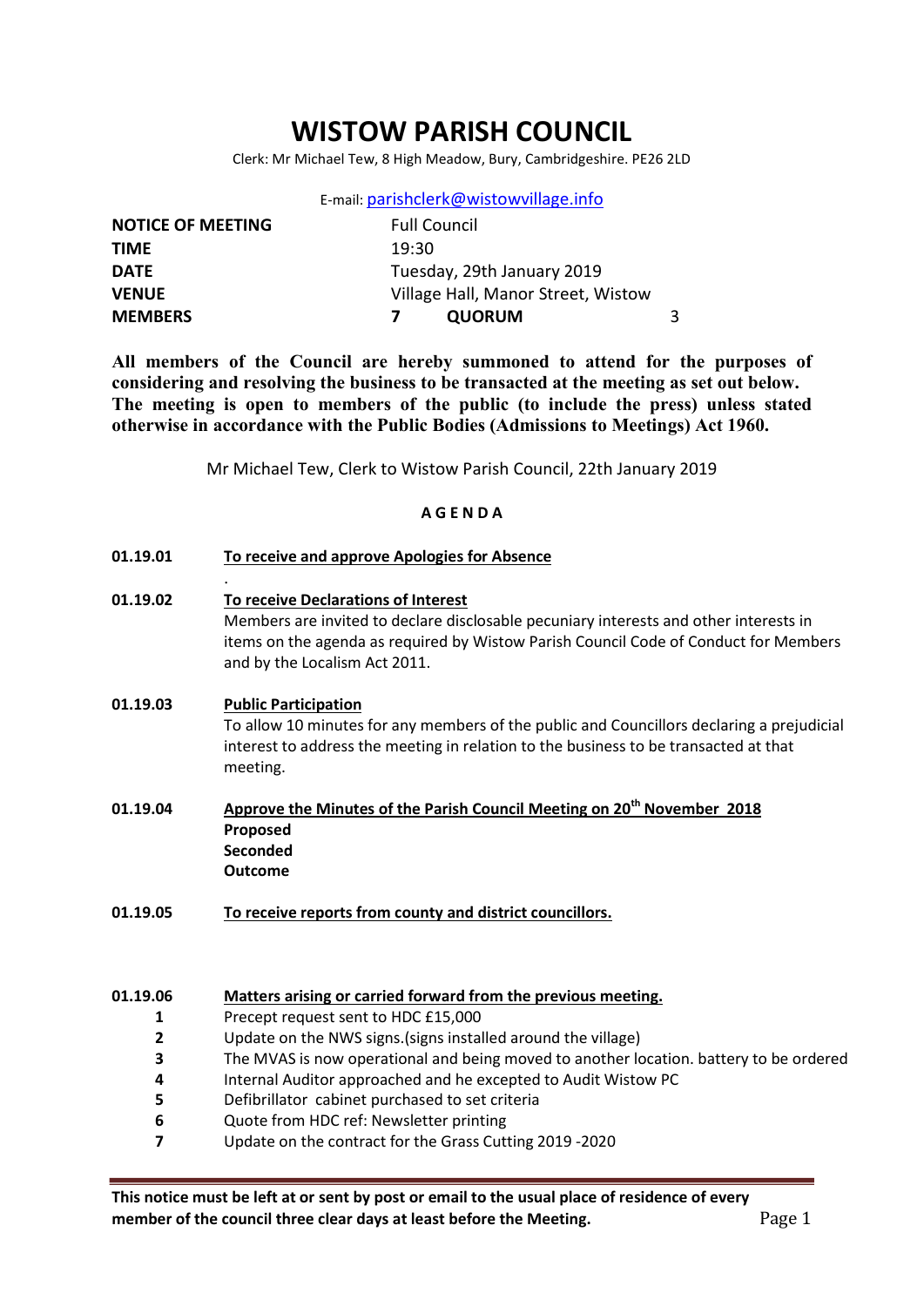# WISTOW PARISH COUNCIL

Clerk: Mr Michael Tew, 8 High Meadow, Bury, Cambridgeshire. PE26 2LD

E-mail: parishclerk@wistowvillage.info

| | | | |
|---|---|---|---|
| **NOTICE OF MEETING** | Full Council | | |
| **TIME** | 19:30 | | |
| **DATE** | Tuesday, 29th January 2019 | | |
| **VENUE** | Village Hall, Manor Street, Wistow | | |
| **MEMBERS** | **7** | **QUORUM** | 3 |

**All members of the Council are hereby summoned to attend for the purposes of considering and resolving the business to be transacted at the meeting as set out below. The meeting is open to members of the public (to include the press) unless stated otherwise in accordance with the Public Bodies (Admissions to Meetings) Act 1960.**

Mr Michael Tew, Clerk to Wistow Parish Council, 22th January 2019

**A G E N D A**

**01.19.01** **To receive and approve Apologies for Absence**

.

**01.19.02** **To receive Declarations of Interest**

Members are invited to declare disclosable pecuniary interests and other interests in items on the agenda as required by Wistow Parish Council Code of Conduct for Members and by the Localism Act 2011.

**01.19.03** **Public Participation**

To allow 10 minutes for any members of the public and Councillors declaring a prejudicial interest to address the meeting in relation to the business to be transacted at that meeting.

**01.19.04** **Approve the Minutes of the Parish Council Meeting on 20th November 2018**

**Proposed**
**Seconded**
**Outcome**

**01.19.05** **To receive reports from county and district councillors.**

**01.19.06** **Matters arising or carried forward from the previous meeting.**

1. Precept request sent to HDC £15,000
2. Update on the NWS signs.(signs installed around the village)
3. The MVAS is now operational and being moved to another location. battery to be ordered
4. Internal Auditor approached and he excepted to Audit Wistow PC
5. Defibrillator cabinet purchased to set criteria
6. Quote from HDC ref: Newsletter printing
7. Update on the contract for the Grass Cutting 2019 -2020

**This notice must be left at or sent by post or email to the usual place of residence of every member of the council three clear days at least before the Meeting.**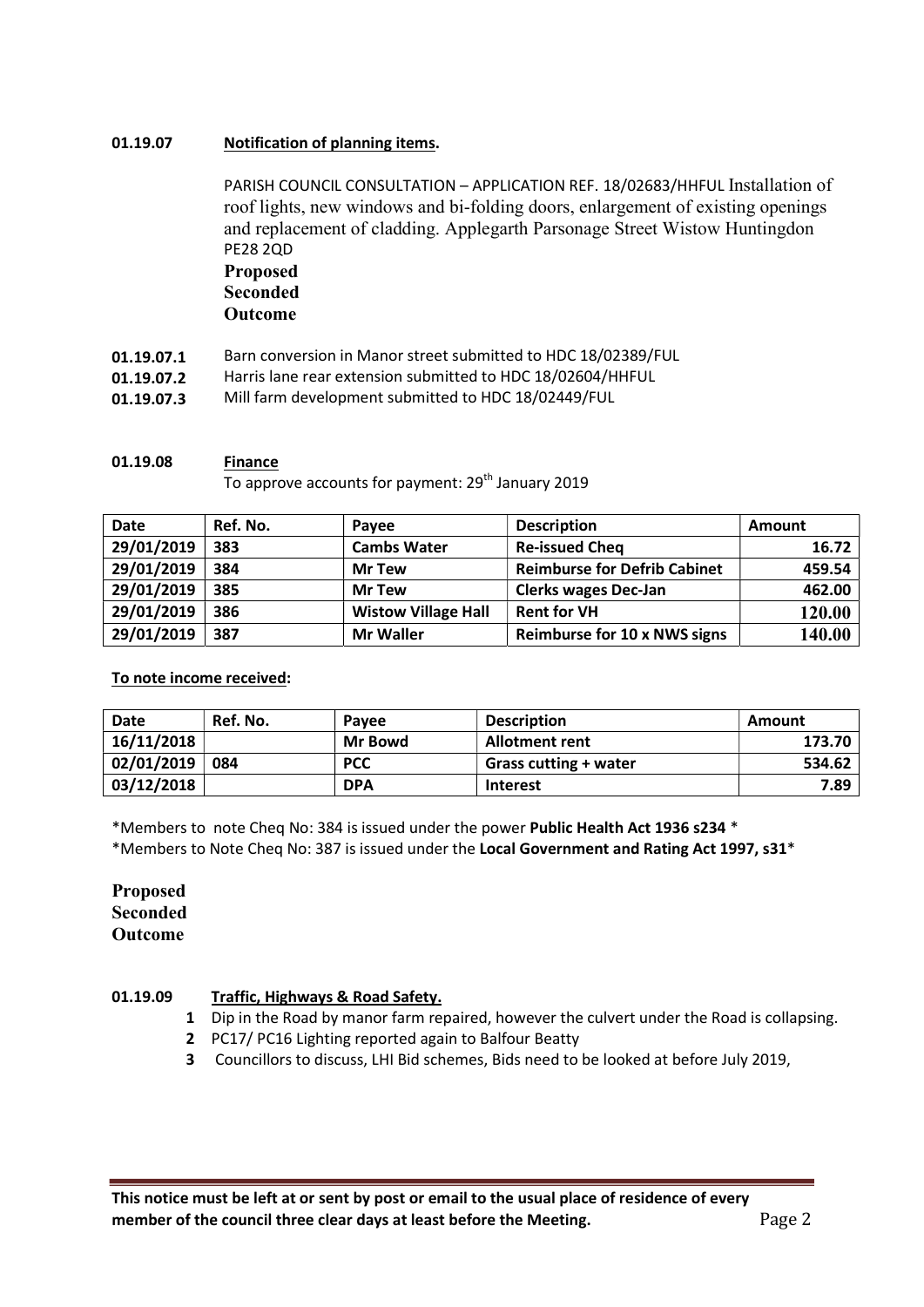**01.19.07** **Notification of planning items.**

PARISH COUNCIL CONSULTATION – APPLICATION REF. 18/02683/HHFUL Installation of roof lights, new windows and bi-folding doors, enlargement of existing openings and replacement of cladding. Applegarth Parsonage Street Wistow Huntingdon PE28 2QD

**Proposed**
**Seconded**
**Outcome**

**01.19.07.1** Barn conversion in Manor street submitted to HDC 18/02389/FUL
**01.19.07.2** Harris lane rear extension submitted to HDC 18/02604/HHFUL
**01.19.07.3** Mill farm development submitted to HDC 18/02449/FUL

**01.19.08** **Finance**

To approve accounts for payment: 29th January 2019

| Date | Ref. No. | Payee | Description | Amount |
|---|---|---|---|---|
| 29/01/2019 | 383 | Cambs Water | Re-issued Cheq | 16.72 |
| 29/01/2019 | 384 | Mr Tew | Reimburse for Defrib Cabinet | 459.54 |
| 29/01/2019 | 385 | Mr Tew | Clerks wages Dec-Jan | 462.00 |
| 29/01/2019 | 386 | Wistow Village Hall | Rent for VH | 120.00 |
| 29/01/2019 | 387 | Mr Waller | Reimburse for 10 x NWS signs | 140.00 |

**To note income received:**

| Date | Ref. No. | Payee | Description | Amount |
|---|---|---|---|---|
| 16/11/2018 | | Mr Bowd | Allotment rent | 173.70 |
| 02/01/2019 | 084 | PCC | Grass cutting + water | 534.62 |
| 03/12/2018 | | DPA | Interest | 7.89 |

*Members to note Cheq No: 384 is issued under the power **Public Health Act 1936 s234** *
*Members to Note Cheq No: 387 is issued under the **Local Government and Rating Act 1997, s31***

**Proposed**
**Seconded**
**Outcome**

**01.19.09** **Traffic, Highways & Road Safety.**

1. Dip in the Road by manor farm repaired, however the culvert under the Road is collapsing.
2. PC17/ PC16 Lighting reported again to Balfour Beatty
3. Councillors to discuss, LHI Bid schemes, Bids need to be looked at before July 2019,

**This notice must be left at or sent by post or email to the usual place of residence of every member of the council three clear days at least before the Meeting.**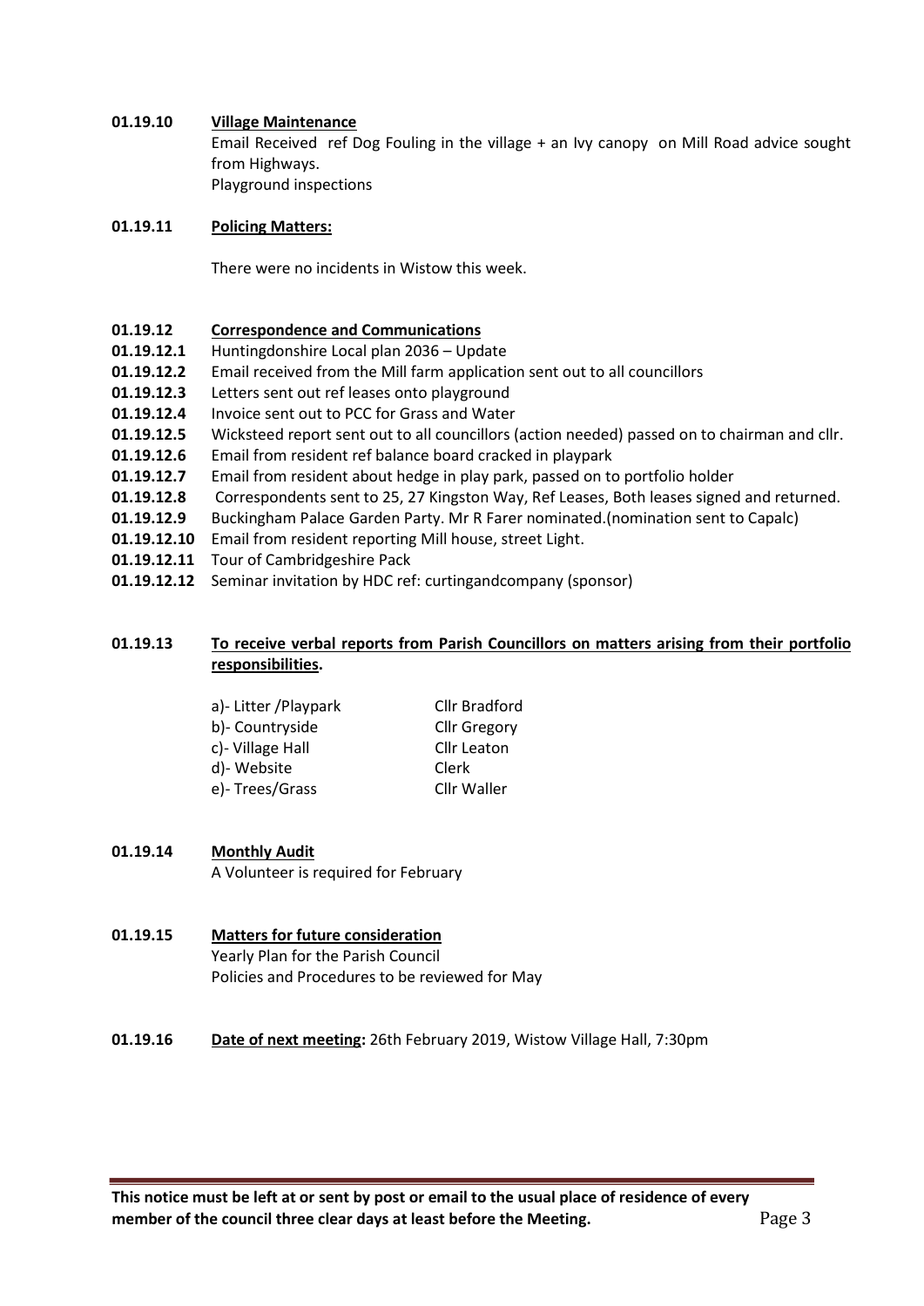**01.19.10** **Village Maintenance**

Email Received ref Dog Fouling in the village + an Ivy canopy on Mill Road advice sought from Highways.

Playground inspections

**01.19.11** **Policing Matters:**

There were no incidents in Wistow this week.

**01.19.12** **Correspondence and Communications**

**01.19.12.1** Huntingdonshire Local plan 2036 – Update

**01.19.12.2** Email received from the Mill farm application sent out to all councillors

**01.19.12.3** Letters sent out ref leases onto playground

**01.19.12.4** Invoice sent out to PCC for Grass and Water

**01.19.12.5** Wicksteed report sent out to all councillors (action needed) passed on to chairman and cllr.

**01.19.12.6** Email from resident ref balance board cracked in playpark

**01.19.12.7** Email from resident about hedge in play park, passed on to portfolio holder

**01.19.12.8** Correspondents sent to 25, 27 Kingston Way, Ref Leases, Both leases signed and returned.

**01.19.12.9** Buckingham Palace Garden Party. Mr R Farer nominated.(nomination sent to Capalc)

**01.19.12.10** Email from resident reporting Mill house, street Light.

**01.19.12.11** Tour of Cambridgeshire Pack

**01.19.12.12** Seminar invitation by HDC ref: curtingandcompany (sponsor)

**01.19.13** **To receive verbal reports from Parish Councillors on matters arising from their portfolio responsibilities.**

| | |
|---|---|
| a)- Litter /Playpark | Cllr Bradford |
| b)- Countryside | Cllr Gregory |
| c)- Village Hall | Cllr Leaton |
| d)- Website | Clerk |
| e)- Trees/Grass | Cllr Waller |

**01.19.14** **Monthly Audit**

A Volunteer is required for February

**01.19.15** **Matters for future consideration**

Yearly Plan for the Parish Council

Policies and Procedures to be reviewed for May

**01.19.16** **Date of next meeting:** 26th February 2019, Wistow Village Hall, 7:30pm

**This notice must be left at or sent by post or email to the usual place of residence of every member of the council three clear days at least before the Meeting.**